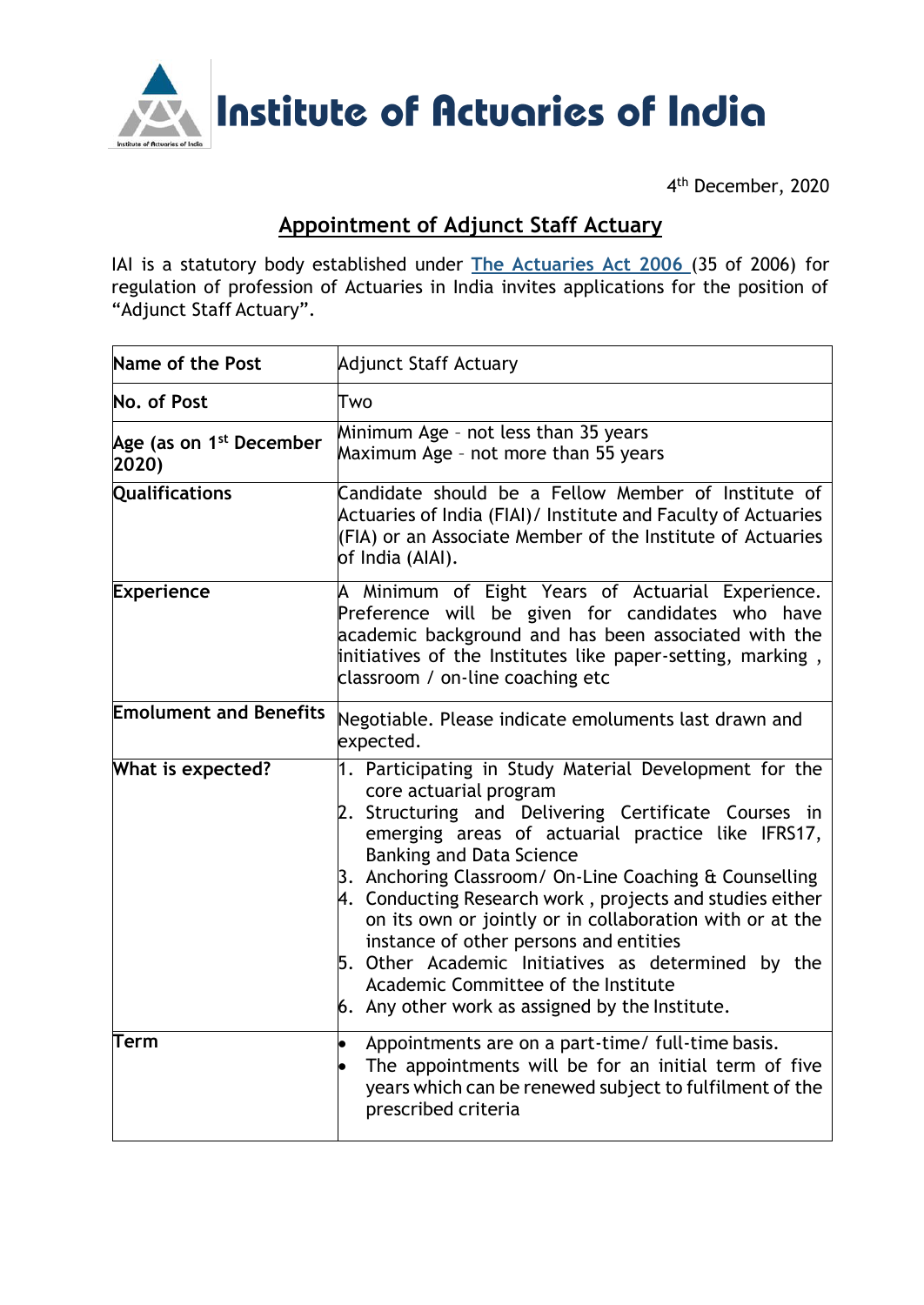# Institute of Actuaries of India

4th December, 2020

## Appointment of Adjunct Staff Actuary

IAI is a statutory body established under [The Actuaries Act 2006](#) (35 of 2006) for regulation of profession of Actuaries in India invites applications for the position of "Adjunct Staff Actuary".

| **Name of the Post** | Adjunct Staff Actuary |
|---|---|
| **No. of Post** | Two |
| **Age (as on 1st December 2020)** | Minimum Age – not less than 35 years<br>Maximum Age – not more than 55 years |
| **Qualifications** | Candidate should be a Fellow Member of Institute of Actuaries of India (FIAI)/ Institute and Faculty of Actuaries (FIA) or an Associate Member of the Institute of Actuaries of India (AIAI). |
| **Experience** | A Minimum of Eight Years of Actuarial Experience. Preference will be given for candidates who have academic background and has been associated with the initiatives of the Institutes like paper-setting, marking , classroom / on-line coaching etc |
| **Emolument and Benefits** | Negotiable. Please indicate emoluments last drawn and expected. |
| **What is expected?** | 1. Participating in Study Material Development for the core actuarial program<br>2. Structuring and Delivering Certificate Courses in emerging areas of actuarial practice like IFRS17, Banking and Data Science<br>3. Anchoring Classroom/ On-Line Coaching & Counselling<br>4. Conducting Research work , projects and studies either on its own or jointly or in collaboration with or at the instance of other persons and entities<br>5. Other Academic Initiatives as determined by the Academic Committee of the Institute<br>6. Any other work as assigned by the Institute. |
| **Term** | • Appointments are on a part-time/ full-time basis.<br>• The appointments will be for an initial term of five years which can be renewed subject to fulfilment of the prescribed criteria |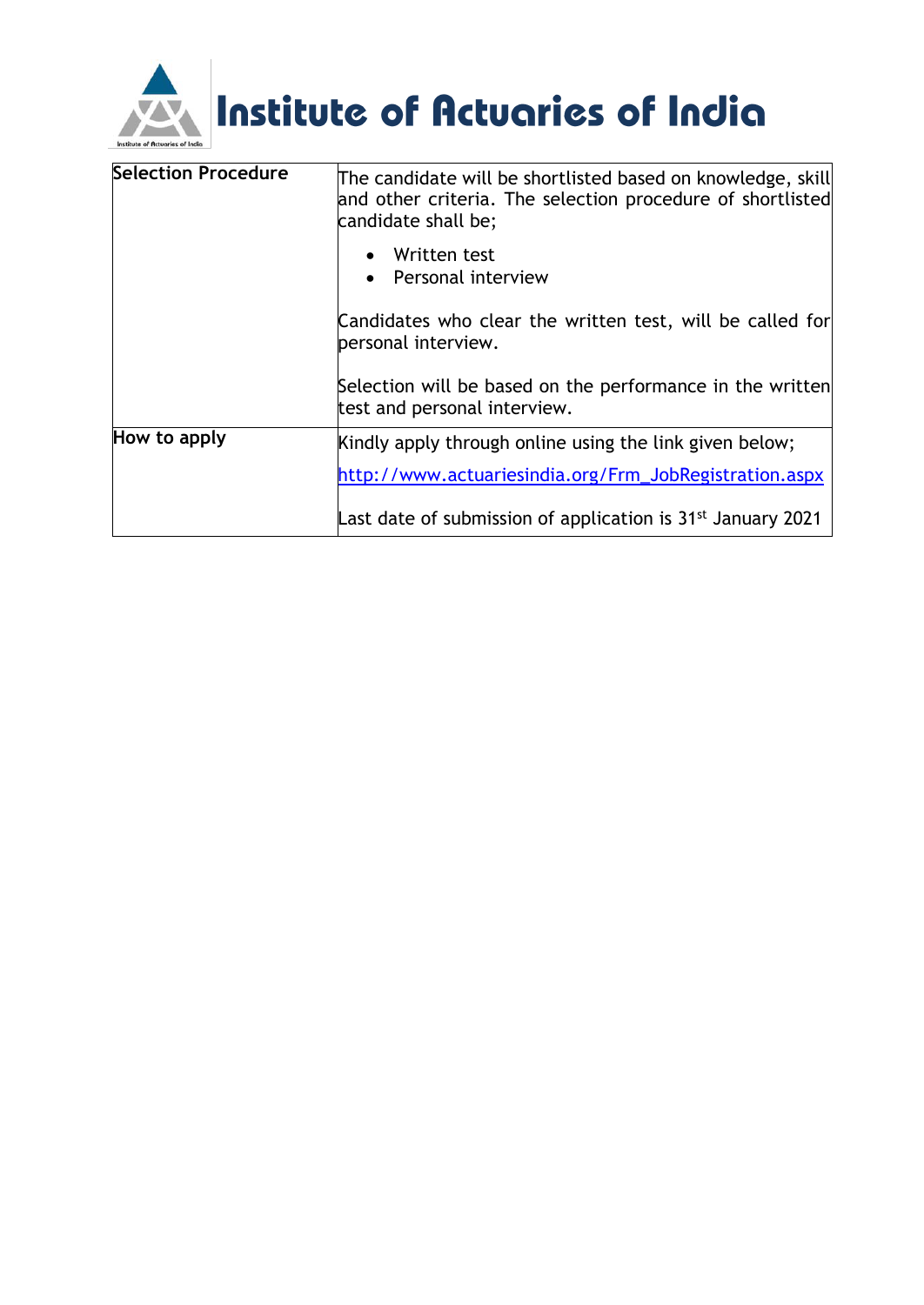# Institute of Actuaries of India

| | |
|---|---|
| **Selection Procedure** | The candidate will be shortlisted based on knowledge, skill and other criteria. The selection procedure of shortlisted candidate shall be;<br><br>• Written test<br>• Personal interview<br><br>Candidates who clear the written test, will be called for personal interview.<br><br>Selection will be based on the performance in the written test and personal interview. |
| **How to apply** | Kindly apply through online using the link given below;<br><br>http://www.actuariesindia.org/Frm_JobRegistration.aspx<br><br>Last date of submission of application is 31st January 2021 |